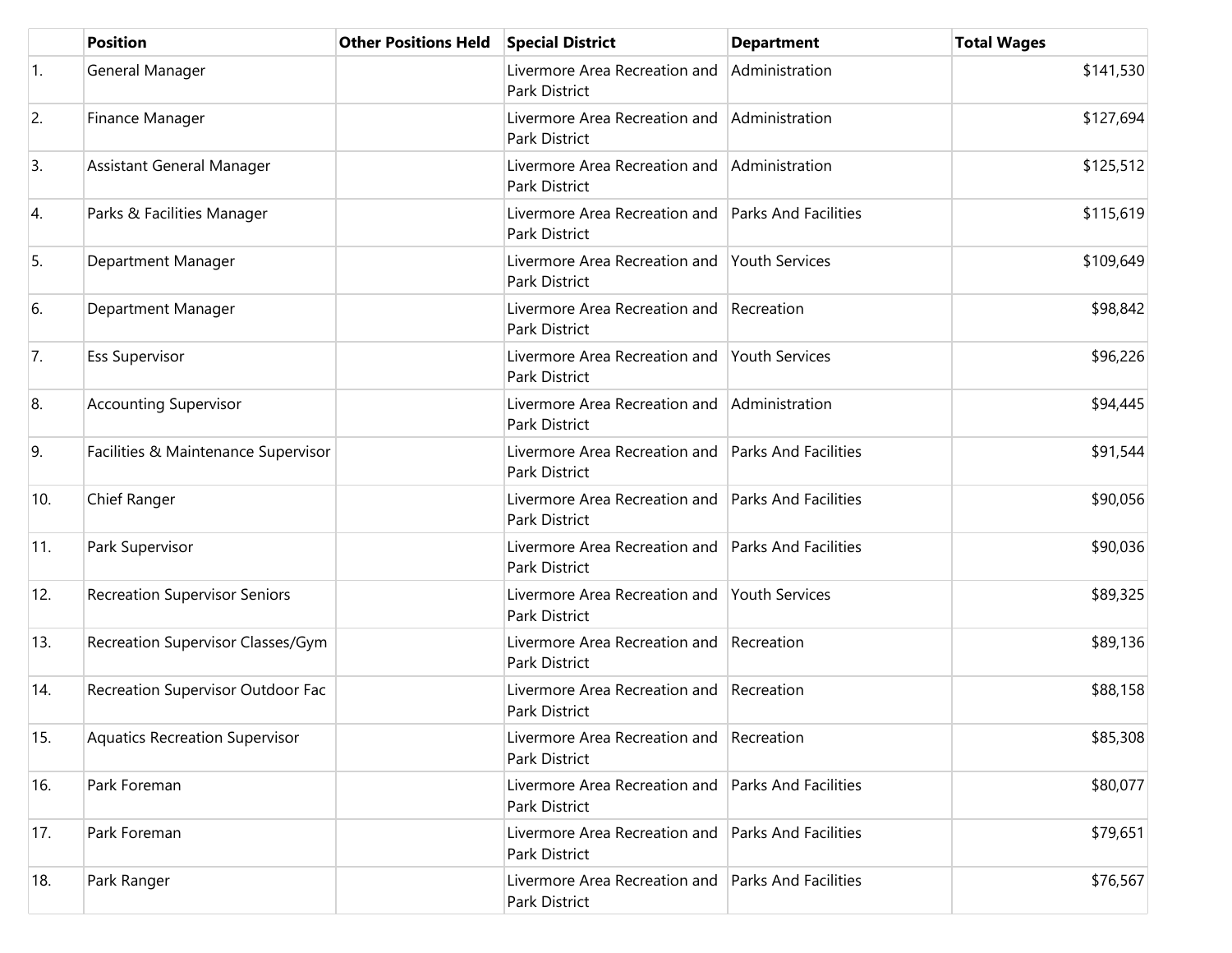| | Position | Other Positions Held | Special District | Department | Total Wages |
|---|---|---|---|---|---|
| 1. | General Manager | | Livermore Area Recreation and Park District | Administration | $141,530 |
| 2. | Finance Manager | | Livermore Area Recreation and Park District | Administration | $127,694 |
| 3. | Assistant General Manager | | Livermore Area Recreation and Park District | Administration | $125,512 |
| 4. | Parks & Facilities Manager | | Livermore Area Recreation and Park District | Parks And Facilities | $115,619 |
| 5. | Department Manager | | Livermore Area Recreation and Park District | Youth Services | $109,649 |
| 6. | Department Manager | | Livermore Area Recreation and Park District | Recreation | $98,842 |
| 7. | Ess Supervisor | | Livermore Area Recreation and Park District | Youth Services | $96,226 |
| 8. | Accounting Supervisor | | Livermore Area Recreation and Park District | Administration | $94,445 |
| 9. | Facilities & Maintenance Supervisor | | Livermore Area Recreation and Park District | Parks And Facilities | $91,544 |
| 10. | Chief Ranger | | Livermore Area Recreation and Park District | Parks And Facilities | $90,056 |
| 11. | Park Supervisor | | Livermore Area Recreation and Park District | Parks And Facilities | $90,036 |
| 12. | Recreation Supervisor Seniors | | Livermore Area Recreation and Park District | Youth Services | $89,325 |
| 13. | Recreation Supervisor Classes/Gym | | Livermore Area Recreation and Park District | Recreation | $89,136 |
| 14. | Recreation Supervisor Outdoor Fac | | Livermore Area Recreation and Park District | Recreation | $88,158 |
| 15. | Aquatics Recreation Supervisor | | Livermore Area Recreation and Park District | Recreation | $85,308 |
| 16. | Park Foreman | | Livermore Area Recreation and Park District | Parks And Facilities | $80,077 |
| 17. | Park Foreman | | Livermore Area Recreation and Park District | Parks And Facilities | $79,651 |
| 18. | Park Ranger | | Livermore Area Recreation and Park District | Parks And Facilities | $76,567 |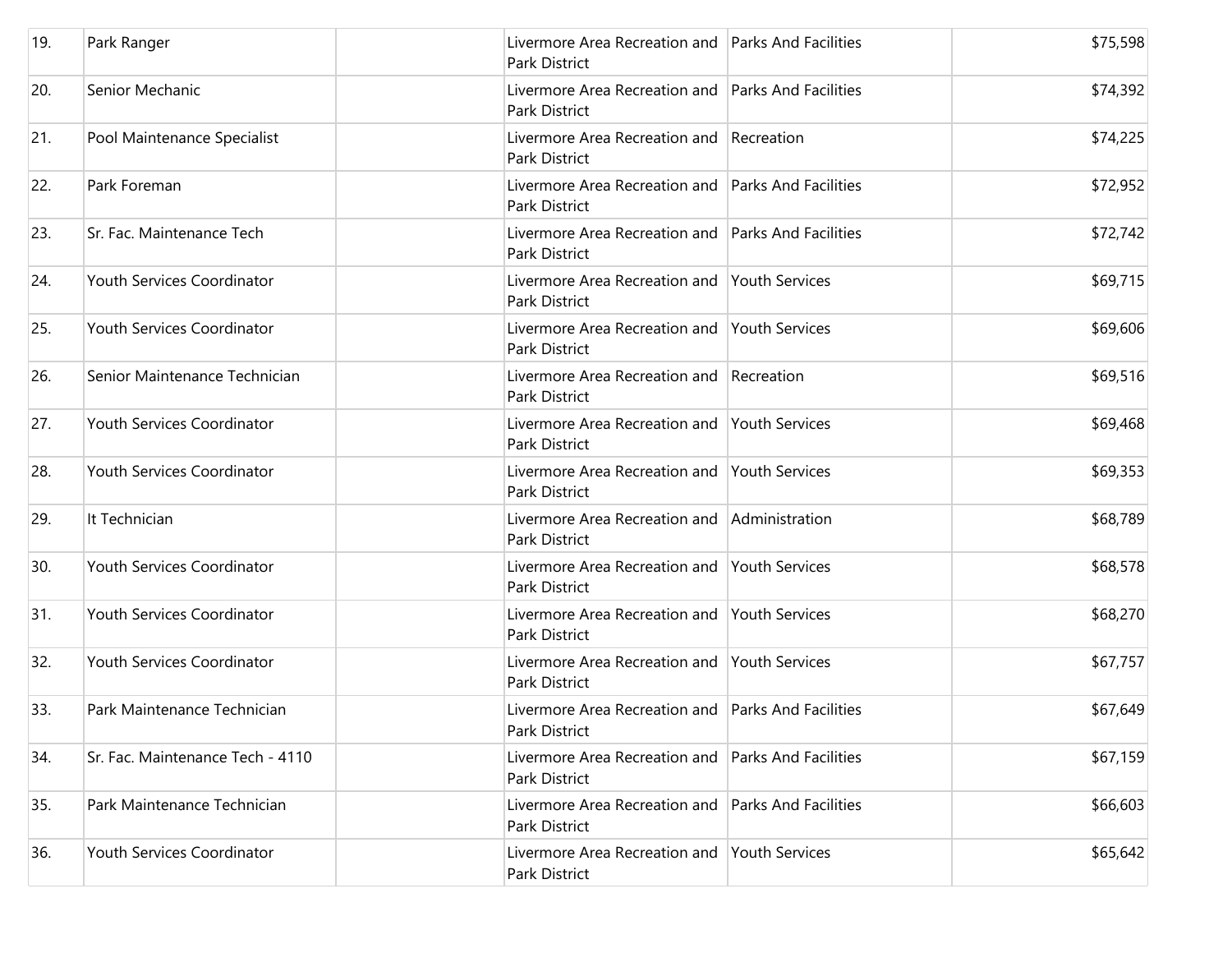| | | | | | |
|---|---|---|---|---|---|
| 19. | Park Ranger | | Livermore Area Recreation and Park District | Parks And Facilities | $75,598 |
| 20. | Senior Mechanic | | Livermore Area Recreation and Park District | Parks And Facilities | $74,392 |
| 21. | Pool Maintenance Specialist | | Livermore Area Recreation and Park District | Recreation | $74,225 |
| 22. | Park Foreman | | Livermore Area Recreation and Park District | Parks And Facilities | $72,952 |
| 23. | Sr. Fac. Maintenance Tech | | Livermore Area Recreation and Park District | Parks And Facilities | $72,742 |
| 24. | Youth Services Coordinator | | Livermore Area Recreation and Park District | Youth Services | $69,715 |
| 25. | Youth Services Coordinator | | Livermore Area Recreation and Park District | Youth Services | $69,606 |
| 26. | Senior Maintenance Technician | | Livermore Area Recreation and Park District | Recreation | $69,516 |
| 27. | Youth Services Coordinator | | Livermore Area Recreation and Park District | Youth Services | $69,468 |
| 28. | Youth Services Coordinator | | Livermore Area Recreation and Park District | Youth Services | $69,353 |
| 29. | It Technician | | Livermore Area Recreation and Park District | Administration | $68,789 |
| 30. | Youth Services Coordinator | | Livermore Area Recreation and Park District | Youth Services | $68,578 |
| 31. | Youth Services Coordinator | | Livermore Area Recreation and Park District | Youth Services | $68,270 |
| 32. | Youth Services Coordinator | | Livermore Area Recreation and Park District | Youth Services | $67,757 |
| 33. | Park Maintenance Technician | | Livermore Area Recreation and Park District | Parks And Facilities | $67,649 |
| 34. | Sr. Fac. Maintenance Tech - 4110 | | Livermore Area Recreation and Park District | Parks And Facilities | $67,159 |
| 35. | Park Maintenance Technician | | Livermore Area Recreation and Park District | Parks And Facilities | $66,603 |
| 36. | Youth Services Coordinator | | Livermore Area Recreation and Park District | Youth Services | $65,642 |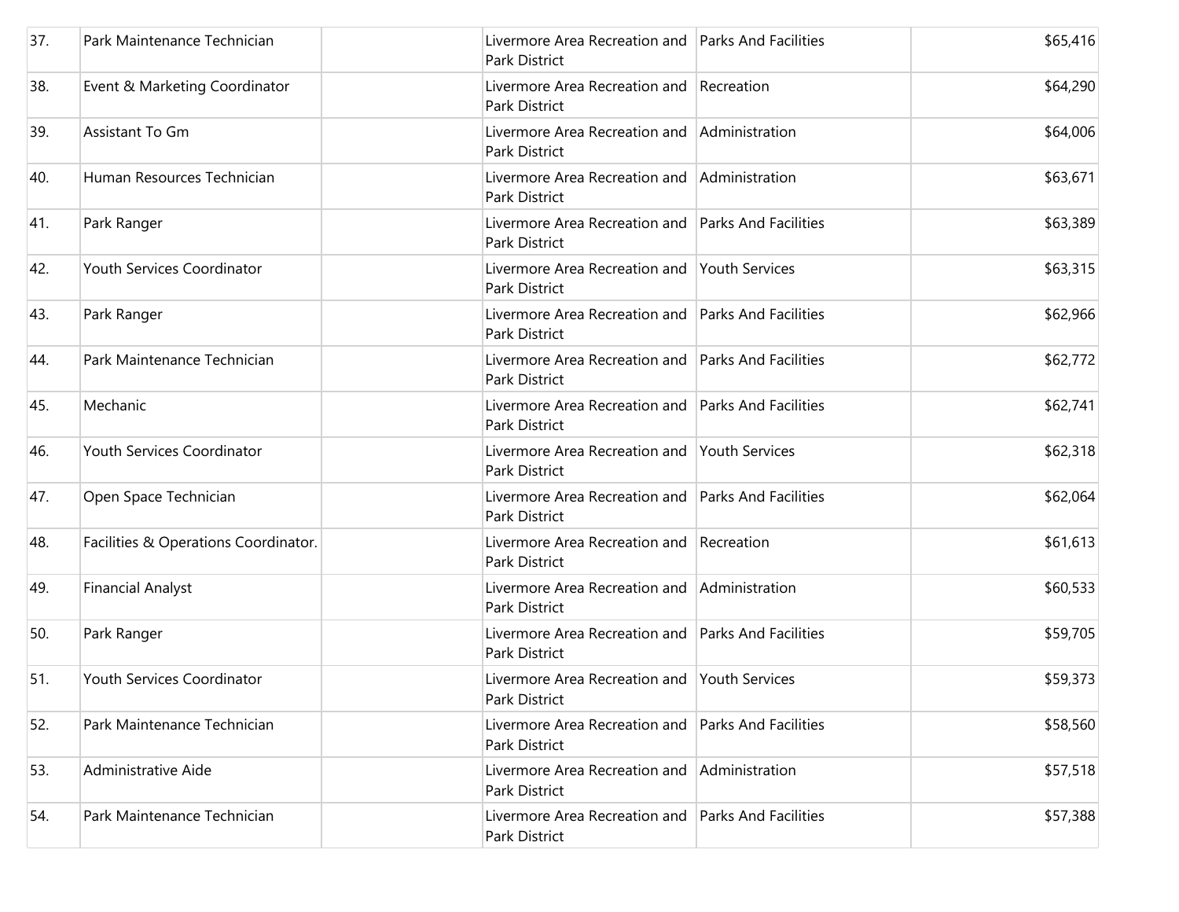| | | | | | |
|---|---|---|---|---|---|
| 37. | Park Maintenance Technician | | Livermore Area Recreation and Park District | Parks And Facilities | $65,416 |
| 38. | Event & Marketing Coordinator | | Livermore Area Recreation and Park District | Recreation | $64,290 |
| 39. | Assistant To Gm | | Livermore Area Recreation and Park District | Administration | $64,006 |
| 40. | Human Resources Technician | | Livermore Area Recreation and Park District | Administration | $63,671 |
| 41. | Park Ranger | | Livermore Area Recreation and Park District | Parks And Facilities | $63,389 |
| 42. | Youth Services Coordinator | | Livermore Area Recreation and Park District | Youth Services | $63,315 |
| 43. | Park Ranger | | Livermore Area Recreation and Park District | Parks And Facilities | $62,966 |
| 44. | Park Maintenance Technician | | Livermore Area Recreation and Park District | Parks And Facilities | $62,772 |
| 45. | Mechanic | | Livermore Area Recreation and Park District | Parks And Facilities | $62,741 |
| 46. | Youth Services Coordinator | | Livermore Area Recreation and Park District | Youth Services | $62,318 |
| 47. | Open Space Technician | | Livermore Area Recreation and Park District | Parks And Facilities | $62,064 |
| 48. | Facilities & Operations Coordinator. | | Livermore Area Recreation and Park District | Recreation | $61,613 |
| 49. | Financial Analyst | | Livermore Area Recreation and Park District | Administration | $60,533 |
| 50. | Park Ranger | | Livermore Area Recreation and Park District | Parks And Facilities | $59,705 |
| 51. | Youth Services Coordinator | | Livermore Area Recreation and Park District | Youth Services | $59,373 |
| 52. | Park Maintenance Technician | | Livermore Area Recreation and Park District | Parks And Facilities | $58,560 |
| 53. | Administrative Aide | | Livermore Area Recreation and Park District | Administration | $57,518 |
| 54. | Park Maintenance Technician | | Livermore Area Recreation and Park District | Parks And Facilities | $57,388 |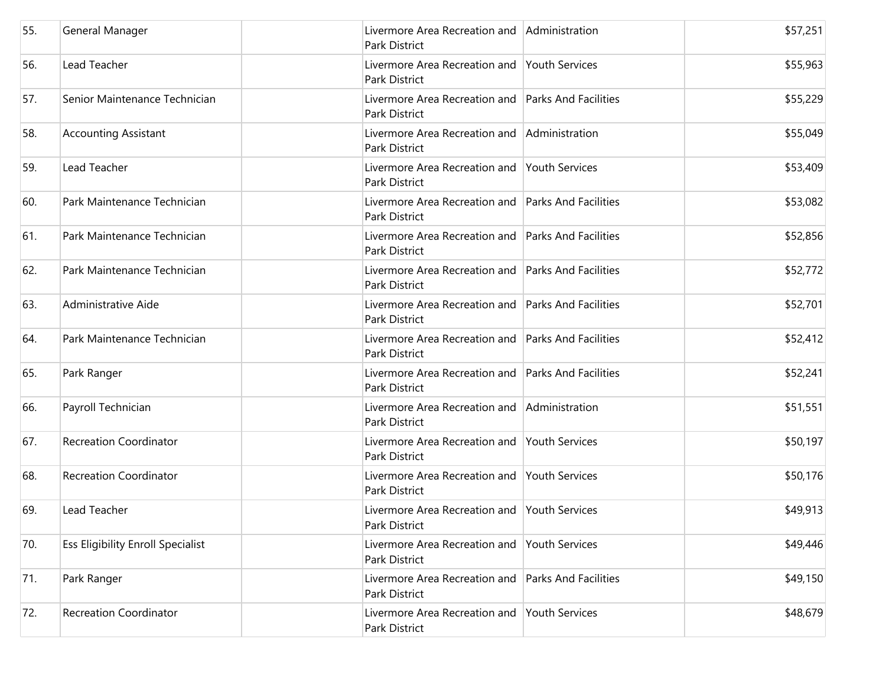| | | | | | |
|---|---|---|---|---|---|
| 55. | General Manager | | Livermore Area Recreation and Park District | Administration | $57,251 |
| 56. | Lead Teacher | | Livermore Area Recreation and Park District | Youth Services | $55,963 |
| 57. | Senior Maintenance Technician | | Livermore Area Recreation and Park District | Parks And Facilities | $55,229 |
| 58. | Accounting Assistant | | Livermore Area Recreation and Park District | Administration | $55,049 |
| 59. | Lead Teacher | | Livermore Area Recreation and Park District | Youth Services | $53,409 |
| 60. | Park Maintenance Technician | | Livermore Area Recreation and Park District | Parks And Facilities | $53,082 |
| 61. | Park Maintenance Technician | | Livermore Area Recreation and Park District | Parks And Facilities | $52,856 |
| 62. | Park Maintenance Technician | | Livermore Area Recreation and Park District | Parks And Facilities | $52,772 |
| 63. | Administrative Aide | | Livermore Area Recreation and Park District | Parks And Facilities | $52,701 |
| 64. | Park Maintenance Technician | | Livermore Area Recreation and Park District | Parks And Facilities | $52,412 |
| 65. | Park Ranger | | Livermore Area Recreation and Park District | Parks And Facilities | $52,241 |
| 66. | Payroll Technician | | Livermore Area Recreation and Park District | Administration | $51,551 |
| 67. | Recreation Coordinator | | Livermore Area Recreation and Park District | Youth Services | $50,197 |
| 68. | Recreation Coordinator | | Livermore Area Recreation and Park District | Youth Services | $50,176 |
| 69. | Lead Teacher | | Livermore Area Recreation and Park District | Youth Services | $49,913 |
| 70. | Ess Eligibility Enroll Specialist | | Livermore Area Recreation and Park District | Youth Services | $49,446 |
| 71. | Park Ranger | | Livermore Area Recreation and Park District | Parks And Facilities | $49,150 |
| 72. | Recreation Coordinator | | Livermore Area Recreation and Park District | Youth Services | $48,679 |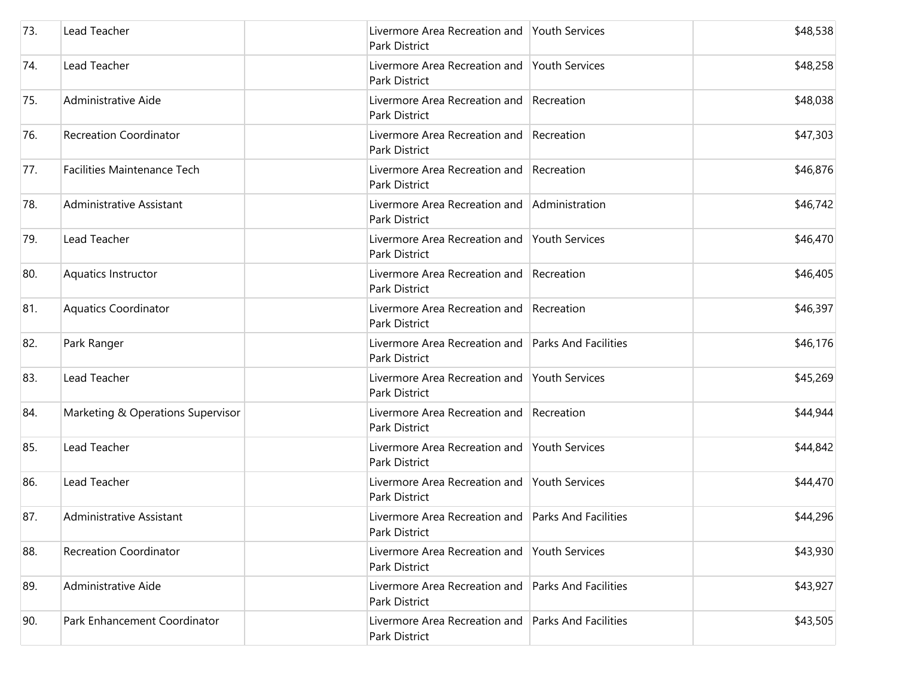| | | | | | |
|---|---|---|---|---|---|
| 73. | Lead Teacher | | Livermore Area Recreation and Park District | Youth Services | $48,538 |
| 74. | Lead Teacher | | Livermore Area Recreation and Park District | Youth Services | $48,258 |
| 75. | Administrative Aide | | Livermore Area Recreation and Park District | Recreation | $48,038 |
| 76. | Recreation Coordinator | | Livermore Area Recreation and Park District | Recreation | $47,303 |
| 77. | Facilities Maintenance Tech | | Livermore Area Recreation and Park District | Recreation | $46,876 |
| 78. | Administrative Assistant | | Livermore Area Recreation and Park District | Administration | $46,742 |
| 79. | Lead Teacher | | Livermore Area Recreation and Park District | Youth Services | $46,470 |
| 80. | Aquatics Instructor | | Livermore Area Recreation and Park District | Recreation | $46,405 |
| 81. | Aquatics Coordinator | | Livermore Area Recreation and Park District | Recreation | $46,397 |
| 82. | Park Ranger | | Livermore Area Recreation and Park District | Parks And Facilities | $46,176 |
| 83. | Lead Teacher | | Livermore Area Recreation and Park District | Youth Services | $45,269 |
| 84. | Marketing & Operations Supervisor | | Livermore Area Recreation and Park District | Recreation | $44,944 |
| 85. | Lead Teacher | | Livermore Area Recreation and Park District | Youth Services | $44,842 |
| 86. | Lead Teacher | | Livermore Area Recreation and Park District | Youth Services | $44,470 |
| 87. | Administrative Assistant | | Livermore Area Recreation and Park District | Parks And Facilities | $44,296 |
| 88. | Recreation Coordinator | | Livermore Area Recreation and Park District | Youth Services | $43,930 |
| 89. | Administrative Aide | | Livermore Area Recreation and Park District | Parks And Facilities | $43,927 |
| 90. | Park Enhancement Coordinator | | Livermore Area Recreation and Park District | Parks And Facilities | $43,505 |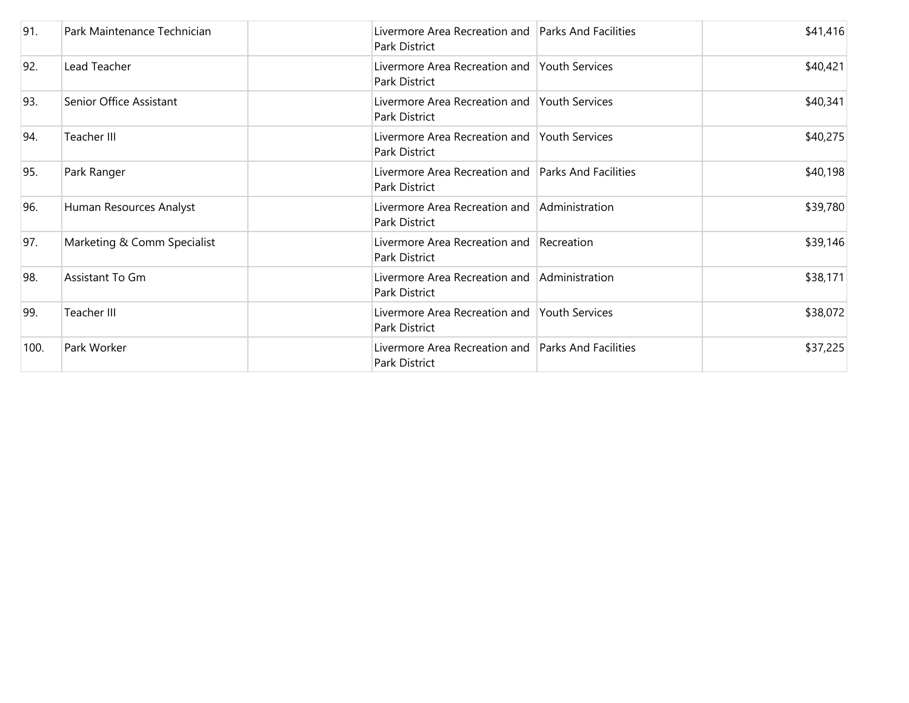| | | | | | |
|---|---|---|---|---|---|
| 91. | Park Maintenance Technician | | Livermore Area Recreation and Park District | Parks And Facilities | $41,416 |
| 92. | Lead Teacher | | Livermore Area Recreation and Park District | Youth Services | $40,421 |
| 93. | Senior Office Assistant | | Livermore Area Recreation and Park District | Youth Services | $40,341 |
| 94. | Teacher III | | Livermore Area Recreation and Park District | Youth Services | $40,275 |
| 95. | Park Ranger | | Livermore Area Recreation and Park District | Parks And Facilities | $40,198 |
| 96. | Human Resources Analyst | | Livermore Area Recreation and Park District | Administration | $39,780 |
| 97. | Marketing & Comm Specialist | | Livermore Area Recreation and Park District | Recreation | $39,146 |
| 98. | Assistant To Gm | | Livermore Area Recreation and Park District | Administration | $38,171 |
| 99. | Teacher III | | Livermore Area Recreation and Park District | Youth Services | $38,072 |
| 100. | Park Worker | | Livermore Area Recreation and Park District | Parks And Facilities | $37,225 |